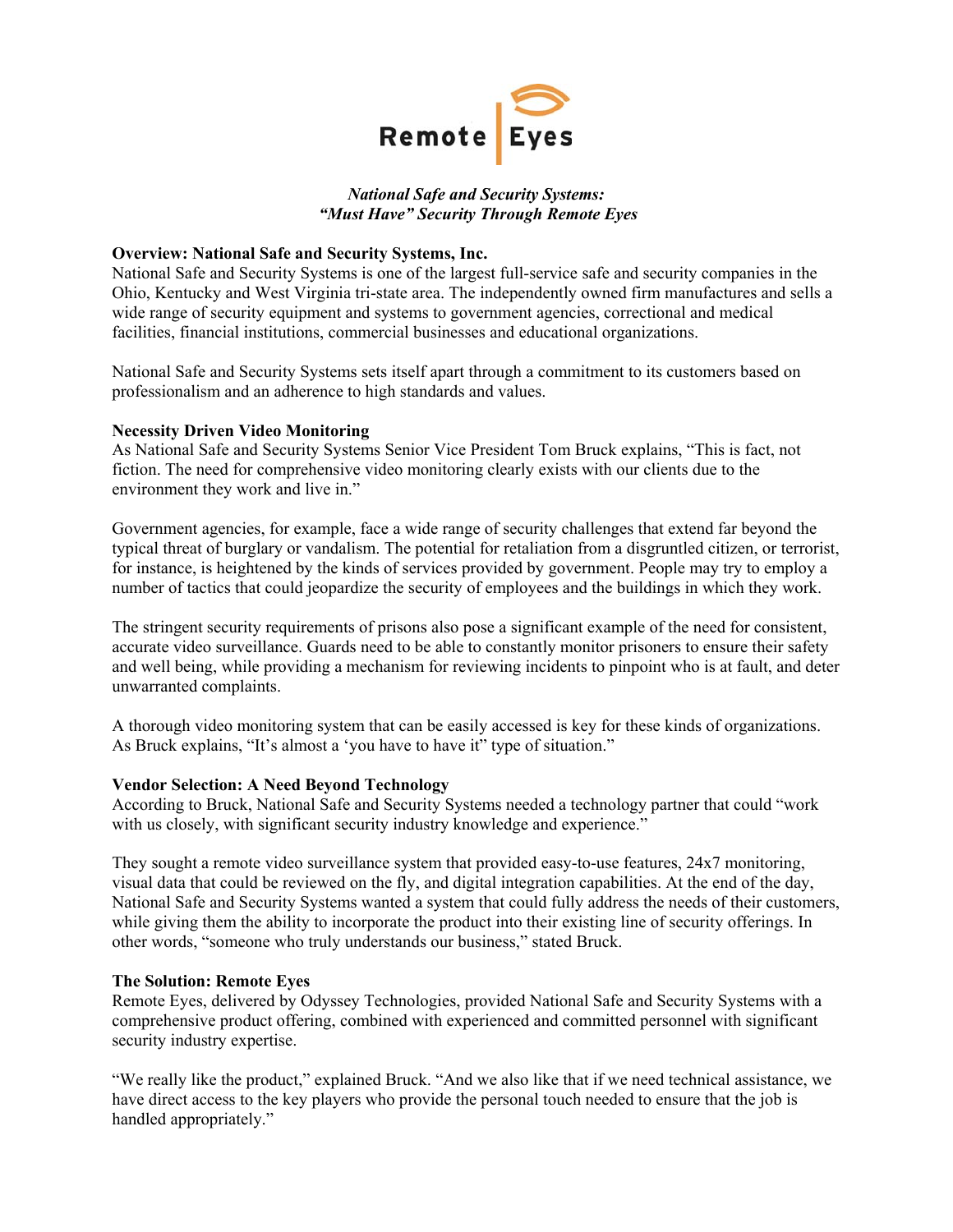Remote Eyes

***National Safe and Security Systems:***
***"Must Have" Security Through Remote Eyes***

**Overview: National Safe and Security Systems, Inc.**

National Safe and Security Systems is one of the largest full-service safe and security companies in the Ohio, Kentucky and West Virginia tri-state area. The independently owned firm manufactures and sells a wide range of security equipment and systems to government agencies, correctional and medical facilities, financial institutions, commercial businesses and educational organizations.

National Safe and Security Systems sets itself apart through a commitment to its customers based on professionalism and an adherence to high standards and values.

**Necessity Driven Video Monitoring**

As National Safe and Security Systems Senior Vice President Tom Bruck explains, "This is fact, not fiction. The need for comprehensive video monitoring clearly exists with our clients due to the environment they work and live in."

Government agencies, for example, face a wide range of security challenges that extend far beyond the typical threat of burglary or vandalism. The potential for retaliation from a disgruntled citizen, or terrorist, for instance, is heightened by the kinds of services provided by government. People may try to employ a number of tactics that could jeopardize the security of employees and the buildings in which they work.

The stringent security requirements of prisons also pose a significant example of the need for consistent, accurate video surveillance. Guards need to be able to constantly monitor prisoners to ensure their safety and well being, while providing a mechanism for reviewing incidents to pinpoint who is at fault, and deter unwarranted complaints.

A thorough video monitoring system that can be easily accessed is key for these kinds of organizations. As Bruck explains, "It's almost a 'you have to have it" type of situation."

**Vendor Selection: A Need Beyond Technology**

According to Bruck, National Safe and Security Systems needed a technology partner that could "work with us closely, with significant security industry knowledge and experience."

They sought a remote video surveillance system that provided easy-to-use features, 24x7 monitoring, visual data that could be reviewed on the fly, and digital integration capabilities. At the end of the day, National Safe and Security Systems wanted a system that could fully address the needs of their customers, while giving them the ability to incorporate the product into their existing line of security offerings. In other words, "someone who truly understands our business," stated Bruck.

**The Solution: Remote Eyes**

Remote Eyes, delivered by Odyssey Technologies, provided National Safe and Security Systems with a comprehensive product offering, combined with experienced and committed personnel with significant security industry expertise.

"We really like the product," explained Bruck. "And we also like that if we need technical assistance, we have direct access to the key players who provide the personal touch needed to ensure that the job is handled appropriately."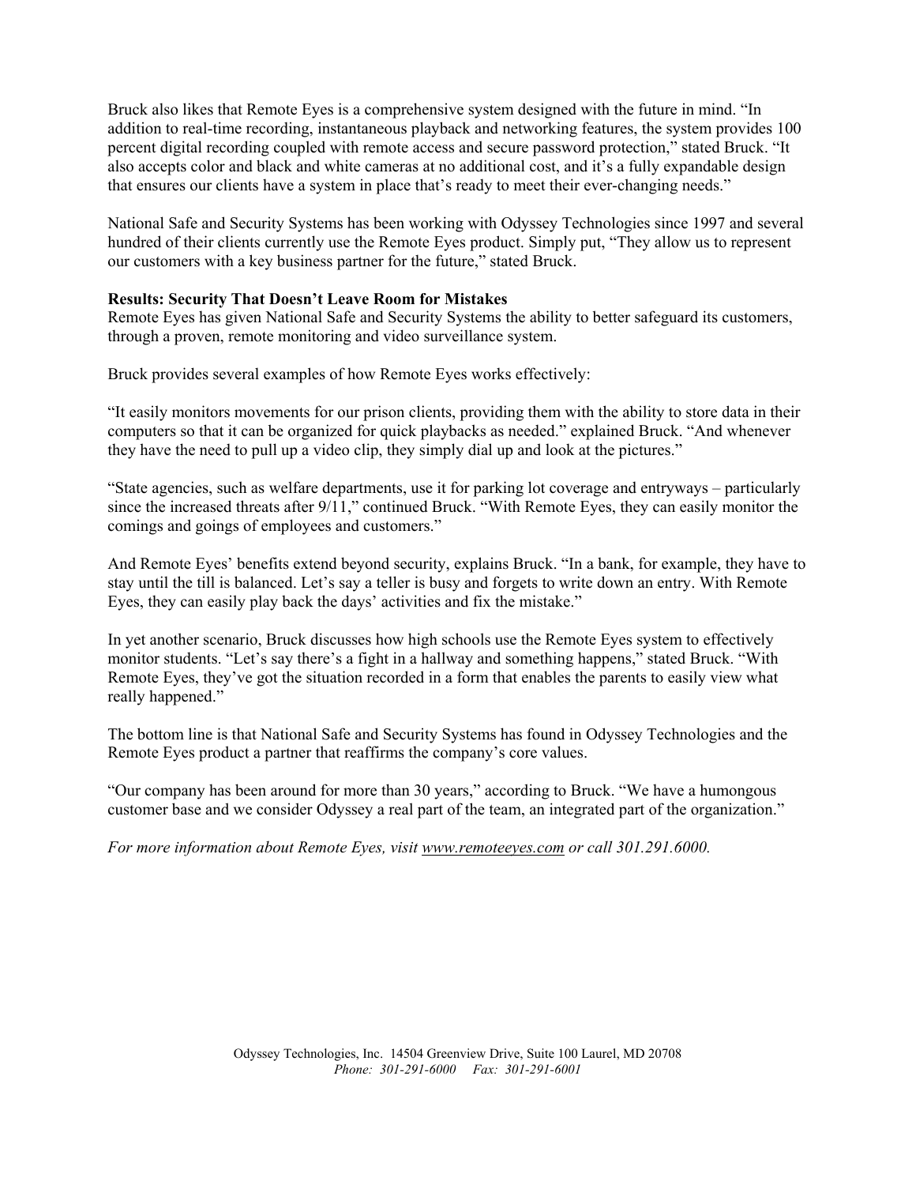Bruck also likes that Remote Eyes is a comprehensive system designed with the future in mind. "In addition to real-time recording, instantaneous playback and networking features, the system provides 100 percent digital recording coupled with remote access and secure password protection," stated Bruck. "It also accepts color and black and white cameras at no additional cost, and it's a fully expandable design that ensures our clients have a system in place that's ready to meet their ever-changing needs."

National Safe and Security Systems has been working with Odyssey Technologies since 1997 and several hundred of their clients currently use the Remote Eyes product. Simply put, "They allow us to represent our customers with a key business partner for the future," stated Bruck.

**Results: Security That Doesn't Leave Room for Mistakes**

Remote Eyes has given National Safe and Security Systems the ability to better safeguard its customers, through a proven, remote monitoring and video surveillance system.

Bruck provides several examples of how Remote Eyes works effectively:

"It easily monitors movements for our prison clients, providing them with the ability to store data in their computers so that it can be organized for quick playbacks as needed." explained Bruck. "And whenever they have the need to pull up a video clip, they simply dial up and look at the pictures."

"State agencies, such as welfare departments, use it for parking lot coverage and entryways – particularly since the increased threats after 9/11," continued Bruck. "With Remote Eyes, they can easily monitor the comings and goings of employees and customers."

And Remote Eyes' benefits extend beyond security, explains Bruck. "In a bank, for example, they have to stay until the till is balanced. Let's say a teller is busy and forgets to write down an entry. With Remote Eyes, they can easily play back the days' activities and fix the mistake."

In yet another scenario, Bruck discusses how high schools use the Remote Eyes system to effectively monitor students. "Let's say there's a fight in a hallway and something happens," stated Bruck. "With Remote Eyes, they've got the situation recorded in a form that enables the parents to easily view what really happened."

The bottom line is that National Safe and Security Systems has found in Odyssey Technologies and the Remote Eyes product a partner that reaffirms the company's core values.

"Our company has been around for more than 30 years," according to Bruck. "We have a humongous customer base and we consider Odyssey a real part of the team, an integrated part of the organization."

*For more information about Remote Eyes, visit www.remoteeyes.com or call 301.291.6000.*

Odyssey Technologies, Inc. 14504 Greenview Drive, Suite 100 Laurel, MD 20708
*Phone: 301-291-6000 Fax: 301-291-6001*